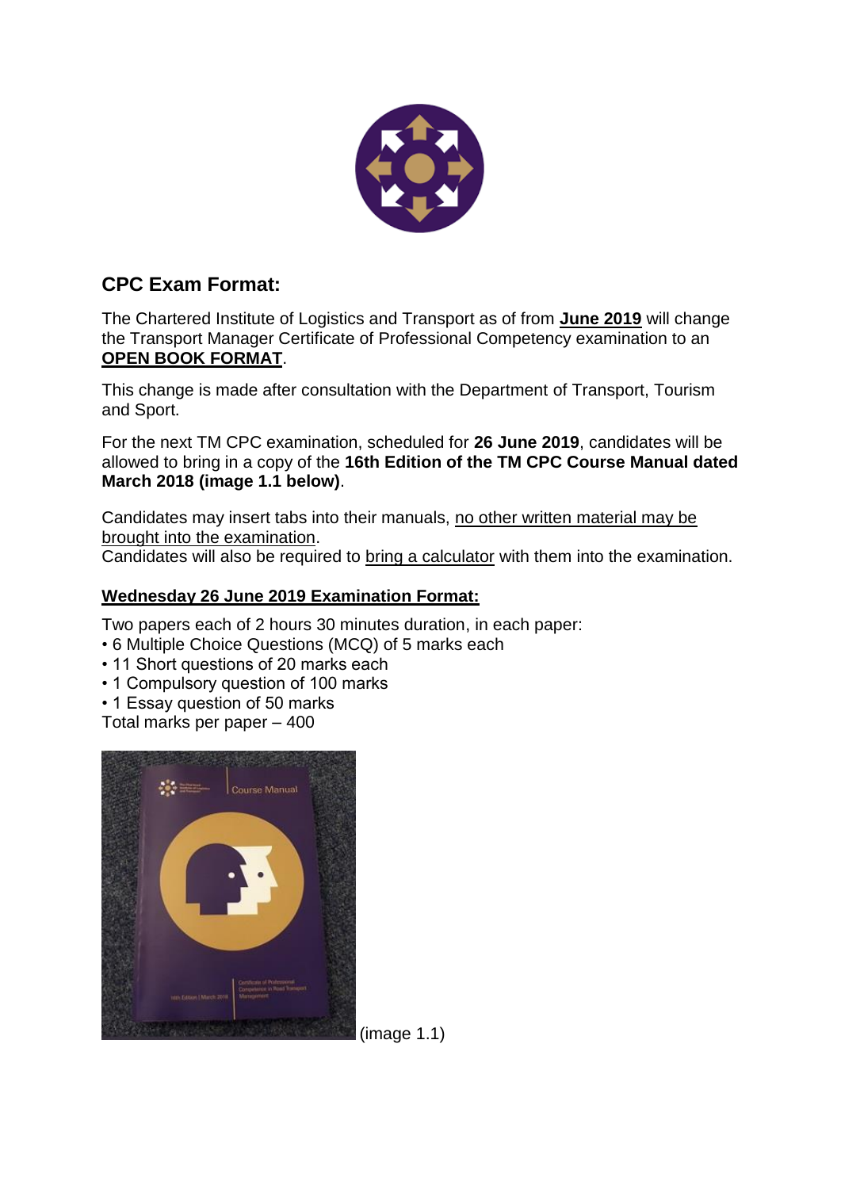## CPC Exam Format:

The Chartered Institute of Logistics and Transport as of from **June 2019** will change the Transport Manager Certificate of Professional Competency examination to an **OPEN BOOK FORMAT**.

This change is made after consultation with the Department of Transport, Tourism and Sport.

For the next TM CPC examination, scheduled for **26 June 2019**, candidates will be allowed to bring in a copy of the **16th Edition of the TM CPC Course Manual dated March 2018 (image 1.1 below)**.

Candidates may insert tabs into their manuals, no other written material may be brought into the examination.
Candidates will also be required to bring a calculator with them into the examination.

**Wednesday 26 June 2019 Examination Format:**

Two papers each of 2 hours 30 minutes duration, in each paper:

- 6 Multiple Choice Questions (MCQ) of 5 marks each
- 11 Short questions of 20 marks each
- 1 Compulsory question of 100 marks
- 1 Essay question of 50 marks

Total marks per paper – 400

(image 1.1)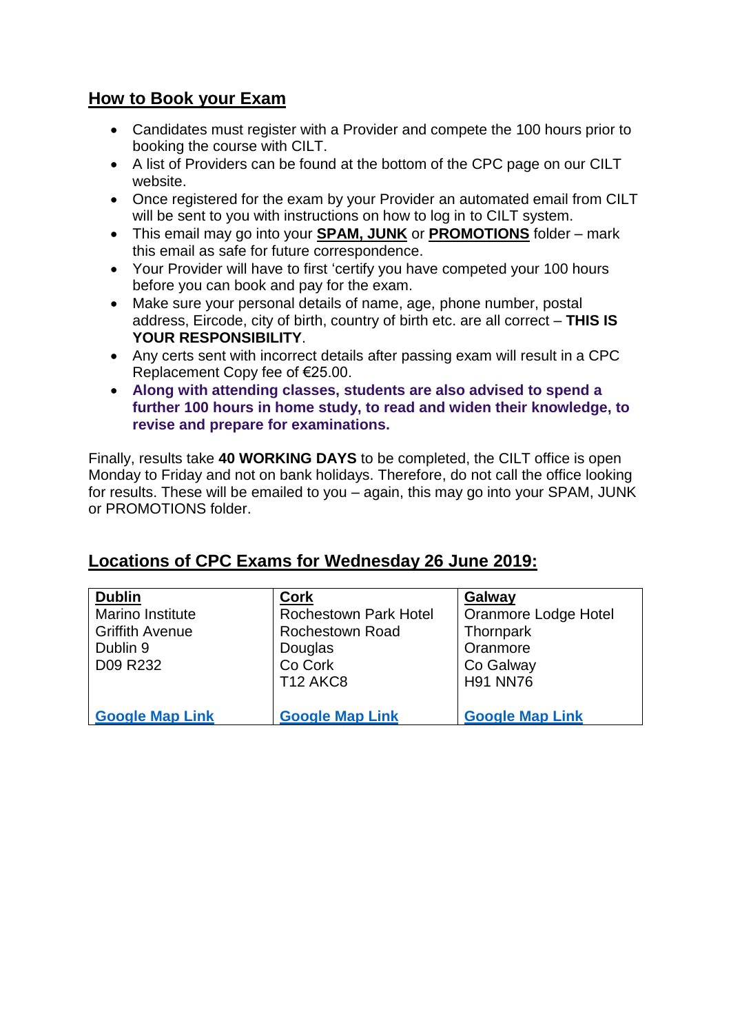## How to Book your Exam

- Candidates must register with a Provider and compete the 100 hours prior to booking the course with CILT.
- A list of Providers can be found at the bottom of the CPC page on our CILT website.
- Once registered for the exam by your Provider an automated email from CILT will be sent to you with instructions on how to log in to CILT system.
- This email may go into your **SPAM, JUNK** or **PROMOTIONS** folder – mark this email as safe for future correspondence.
- Your Provider will have to first 'certify you have competed your 100 hours before you can book and pay for the exam.
- Make sure your personal details of name, age, phone number, postal address, Eircode, city of birth, country of birth etc. are all correct – **THIS IS YOUR RESPONSIBILITY**.
- Any certs sent with incorrect details after passing exam will result in a CPC Replacement Copy fee of €25.00.
- **Along with attending classes, students are also advised to spend a further 100 hours in home study, to read and widen their knowledge, to revise and prepare for examinations.**

Finally, results take **40 WORKING DAYS** to be completed, the CILT office is open Monday to Friday and not on bank holidays. Therefore, do not call the office looking for results. These will be emailed to you – again, this may go into your SPAM, JUNK or PROMOTIONS folder.

## Locations of CPC Exams for Wednesday 26 June 2019:

| **Dublin** | **Cork** | **Galway** |
|---|---|---|
| Marino Institute<br>Griffith Avenue<br>Dublin 9<br>D09 R232 | Rochestown Park Hotel<br>Rochestown Road<br>Douglas<br>Co Cork<br>T12 AKC8 | Oranmore Lodge Hotel<br>Thornpark<br>Oranmore<br>Co Galway<br>H91 NN76 |
| **Google Map Link** | **Google Map Link** | **Google Map Link** |